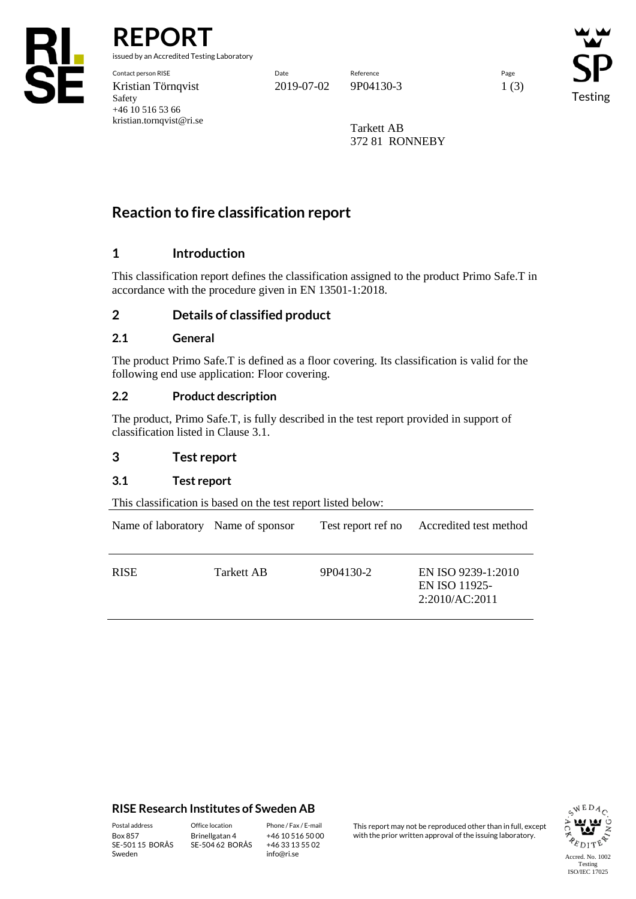# REPORT

issued by an Accredited Testing Laboratory

Contact person RISE
Kristian Törnqvist
Safety
+46 10 516 53 66
kristian.tornqvist@ri.se

Date
2019-07-02

Reference
9P04130-3

Tarkett AB
372 81 RONNEBY

## Reaction to fire classification report

### 1 Introduction

This classification report defines the classification assigned to the product Primo Safe.T in accordance with the procedure given in EN 13501-1:2018.

### 2 Details of classified product

#### 2.1 General

The product Primo Safe.T is defined as a floor covering. Its classification is valid for the following end use application: Floor covering.

#### 2.2 Product description

The product, Primo Safe.T, is fully described in the test report provided in support of classification listed in Clause 3.1.

### 3 Test report

#### 3.1 Test report

This classification is based on the test report listed below:

| Name of laboratory | Name of sponsor | Test report ref no | Accredited test method |
|---|---|---|---|
| RISE | Tarkett AB | 9P04130-2 | EN ISO 9239-1:2010<br>EN ISO 11925-2:2010/AC:2011 |

**RISE Research Institutes of Sweden AB**

Postal address
Box 857
SE-501 15 BORÅS
Sweden

Office location
Brinellgatan 4
SE-504 62 BORÅS

Phone / Fax / E-mail
+46 10 516 50 00
+46 33 13 55 02
info@ri.se

This report may not be reproduced other than in full, except with the prior written approval of the issuing laboratory.

Accred. No. 1002
Testing
ISO/IEC 17025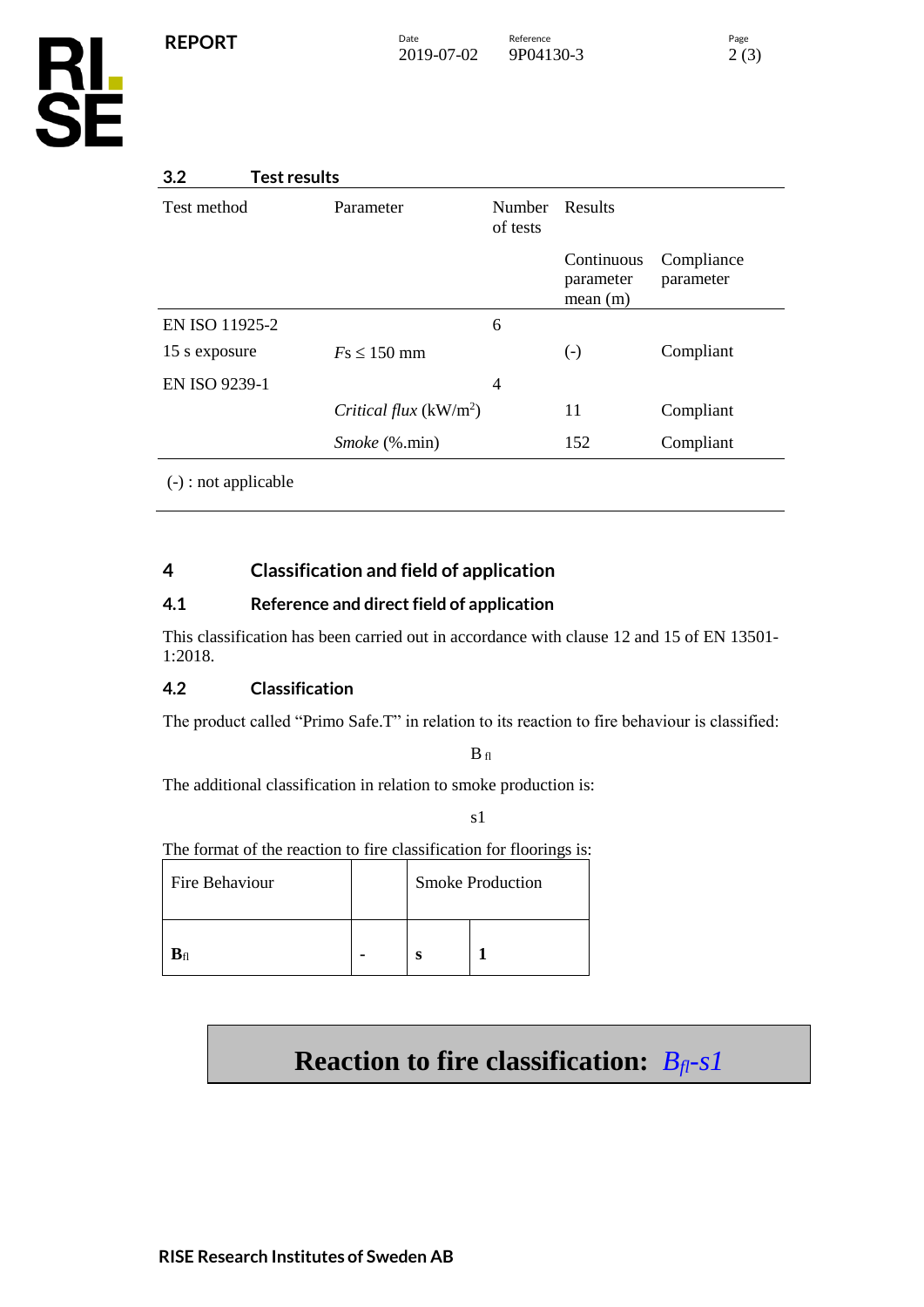### 3.2 Test results

| Test method | Parameter | Number of tests | Results | |
|---|---|---|---|---|
| | | | Continuous parameter mean (m) | Compliance parameter |
| EN ISO 11925-2 | | 6 | | |
| 15 s exposure | *Fs* ≤ 150 mm | | (-) | Compliant |
| EN ISO 9239-1 | | 4 | | |
| | *Critical flux* ($kW/m^2$) | | 11 | Compliant |
| | *Smoke* (%.min) | | 152 | Compliant |

(-) : not applicable

## 4 Classification and field of application

### 4.1 Reference and direct field of application

This classification has been carried out in accordance with clause 12 and 15 of EN 13501-1:2018.

### 4.2 Classification

The product called "Primo Safe.T" in relation to its reaction to fire behaviour is classified:

$B_{fl}$

The additional classification in relation to smoke production is:

s1

The format of the reaction to fire classification for floorings is:

| Fire Behaviour | | Smoke Production | |
|---|---|---|---|
| **$B_{fl}$** | **-** | **s** | **1** |

**Reaction to fire classification: *$B_{fl}$-s1***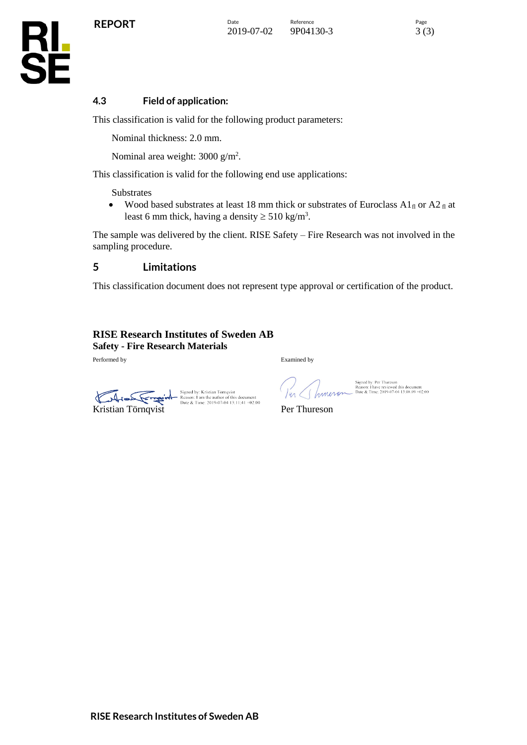## 4.3 Field of application:

This classification is valid for the following product parameters:

Nominal thickness: 2.0 mm.

Nominal area weight: 3000 $g/m^2$.

This classification is valid for the following end use applications:

Substrates

- Wood based substrates at least 18 mm thick or substrates of Euroclass $A1_{fl}$ or $A2_{fl}$ at least 6 mm thick, having a density ≥ 510 $kg/m^3$.

The sample was delivered by the client. RISE Safety – Fire Research was not involved in the sampling procedure.

## 5 Limitations

This classification document does not represent type approval or certification of the product.

**RISE Research Institutes of Sweden AB**
**Safety - Fire Research Materials**

Performed by

Signed by: Kristian Törnqvist
Reason: I am the author of this document
Date & Time: 2019-07-04 13:11:41 +02:00

Kristian Törnqvist

Examined by

Signed by: Per Thureson
Reason: I have reviewed this document
Date & Time: 2019-07-04 13:08:09 +02:00

Per Thureson